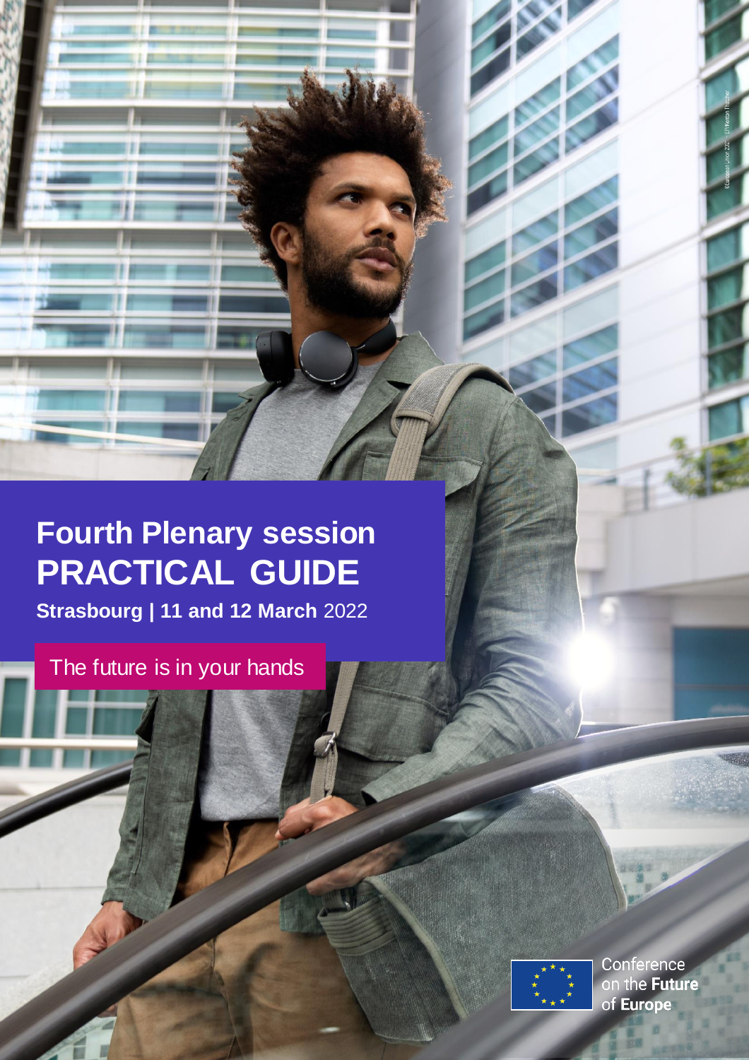# Fourth Plenary session PRACTICAL GUIDE

**Strasbourg | 11 and 12 March** 2022

The future is in your hands

Conference on the **Future** of **Europe**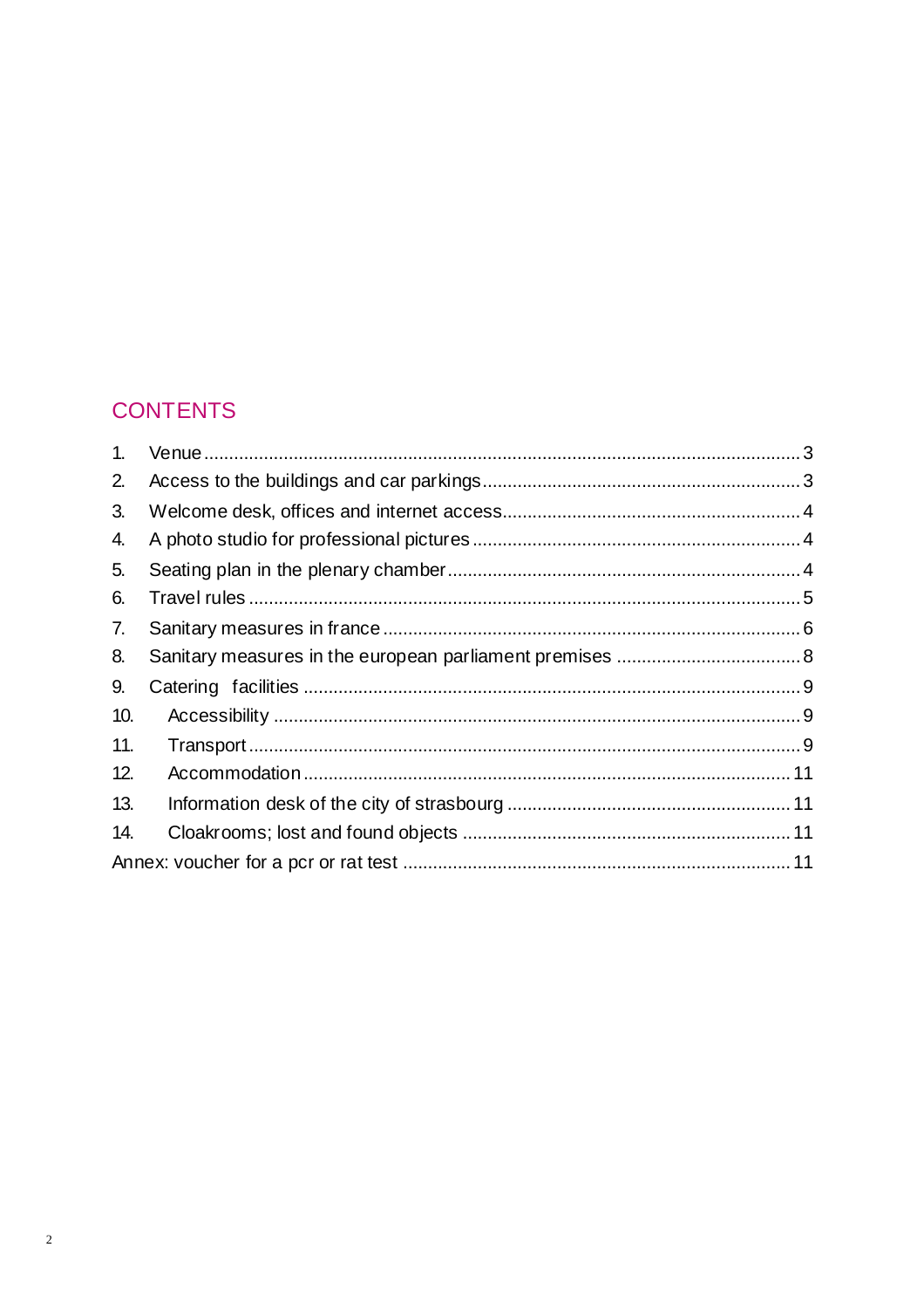## CONTENTS

1. Venue ........................................................................................................................ 3
2. Access to the buildings and car parkings .............................................................. 3
3. Welcome desk, offices and internet access ........................................................... 4
4. A photo studio for professional pictures ................................................................ 4
5. Seating plan in the plenary chamber ..................................................................... 4
6. Travel rules ............................................................................................................. 5
7. Sanitary measures in france ................................................................................... 6
8. Sanitary measures in the european parliament premises .................................... 8
9. Catering facilities .................................................................................................... 9
10. Accessibility ........................................................................................................... 9
11. Transport ................................................................................................................ 9
12. Accommodation ................................................................................................... 11
13. Information desk of the city of strasbourg .......................................................... 11
14. Cloakrooms; lost and found objects .................................................................... 11

Annex: voucher for a pcr or rat test ............................................................................ 11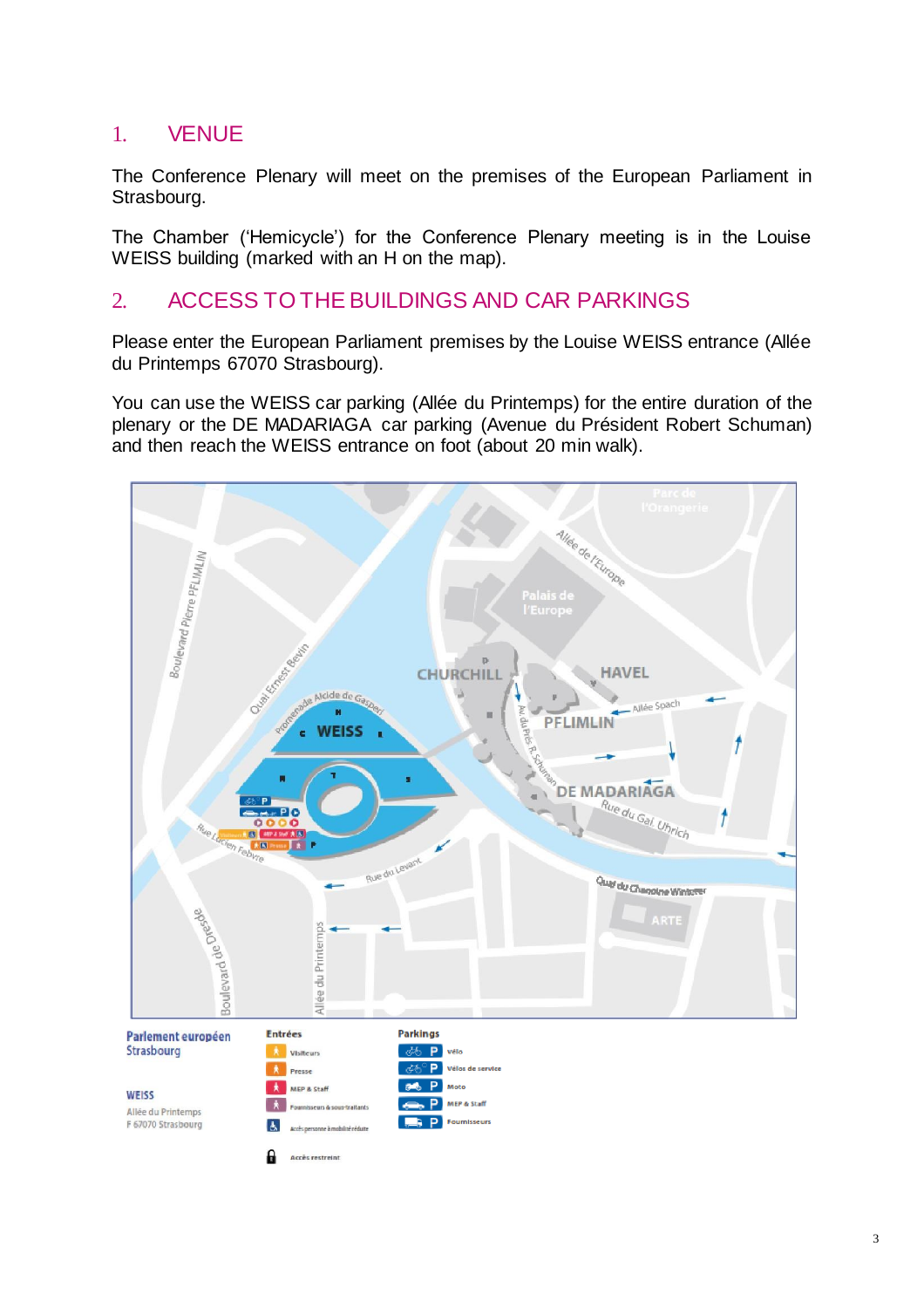## 1. VENUE

The Conference Plenary will meet on the premises of the European Parliament in Strasbourg.

The Chamber ('Hemicycle') for the Conference Plenary meeting is in the Louise WEISS building (marked with an H on the map).

## 2. ACCESS TO THE BUILDINGS AND CAR PARKINGS

Please enter the European Parliament premises by the Louise WEISS entrance (Allée du Printemps 67070 Strasbourg).

You can use the WEISS car parking (Allée du Printemps) for the entire duration of the plenary or the DE MADARIAGA car parking (Avenue du Président Robert Schuman) and then reach the WEISS entrance on foot (about 20 min walk).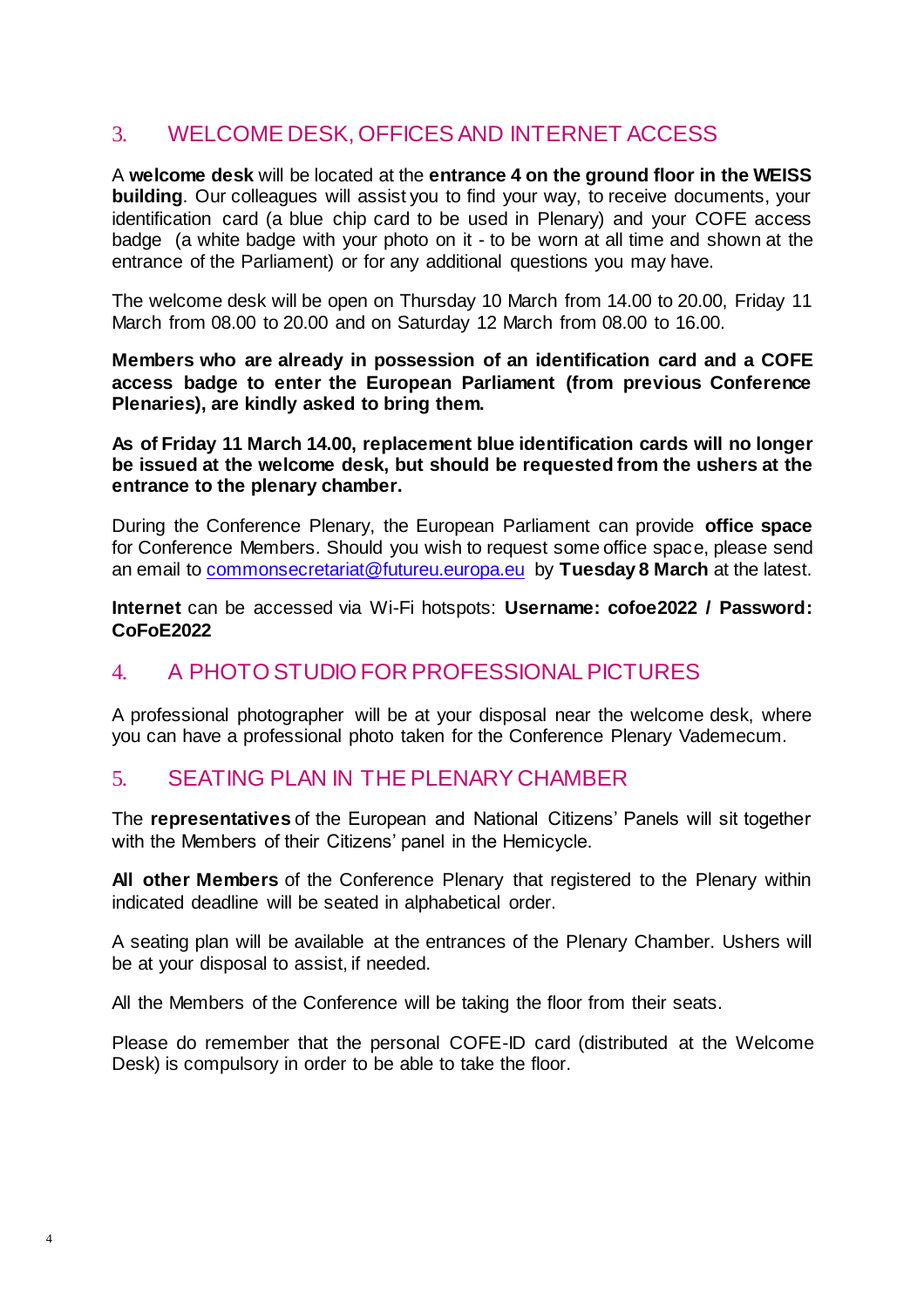## 3. WELCOME DESK, OFFICES AND INTERNET ACCESS

A **welcome desk** will be located at the **entrance 4 on the ground floor in the WEISS building**. Our colleagues will assist you to find your way, to receive documents, your identification card (a blue chip card to be used in Plenary) and your COFE access badge (a white badge with your photo on it - to be worn at all time and shown at the entrance of the Parliament) or for any additional questions you may have.

The welcome desk will be open on Thursday 10 March from 14.00 to 20.00, Friday 11 March from 08.00 to 20.00 and on Saturday 12 March from 08.00 to 16.00.

**Members who are already in possession of an identification card and a COFE access badge to enter the European Parliament (from previous Conference Plenaries), are kindly asked to bring them.**

**As of Friday 11 March 14.00, replacement blue identification cards will no longer be issued at the welcome desk, but should be requested from the ushers at the entrance to the plenary chamber.**

During the Conference Plenary, the European Parliament can provide **office space** for Conference Members. Should you wish to request some office space, please send an email to commonsecretariat@futureu.europa.eu by **Tuesday 8 March** at the latest.

**Internet** can be accessed via Wi-Fi hotspots: **Username: cofoe2022 / Password: CoFoE2022**

## 4. A PHOTO STUDIO FOR PROFESSIONAL PICTURES

A professional photographer will be at your disposal near the welcome desk, where you can have a professional photo taken for the Conference Plenary Vademecum.

## 5. SEATING PLAN IN THE PLENARY CHAMBER

The **representatives** of the European and National Citizens' Panels will sit together with the Members of their Citizens' panel in the Hemicycle.

**All other Members** of the Conference Plenary that registered to the Plenary within indicated deadline will be seated in alphabetical order.

A seating plan will be available at the entrances of the Plenary Chamber. Ushers will be at your disposal to assist, if needed.

All the Members of the Conference will be taking the floor from their seats.

Please do remember that the personal COFE-ID card (distributed at the Welcome Desk) is compulsory in order to be able to take the floor.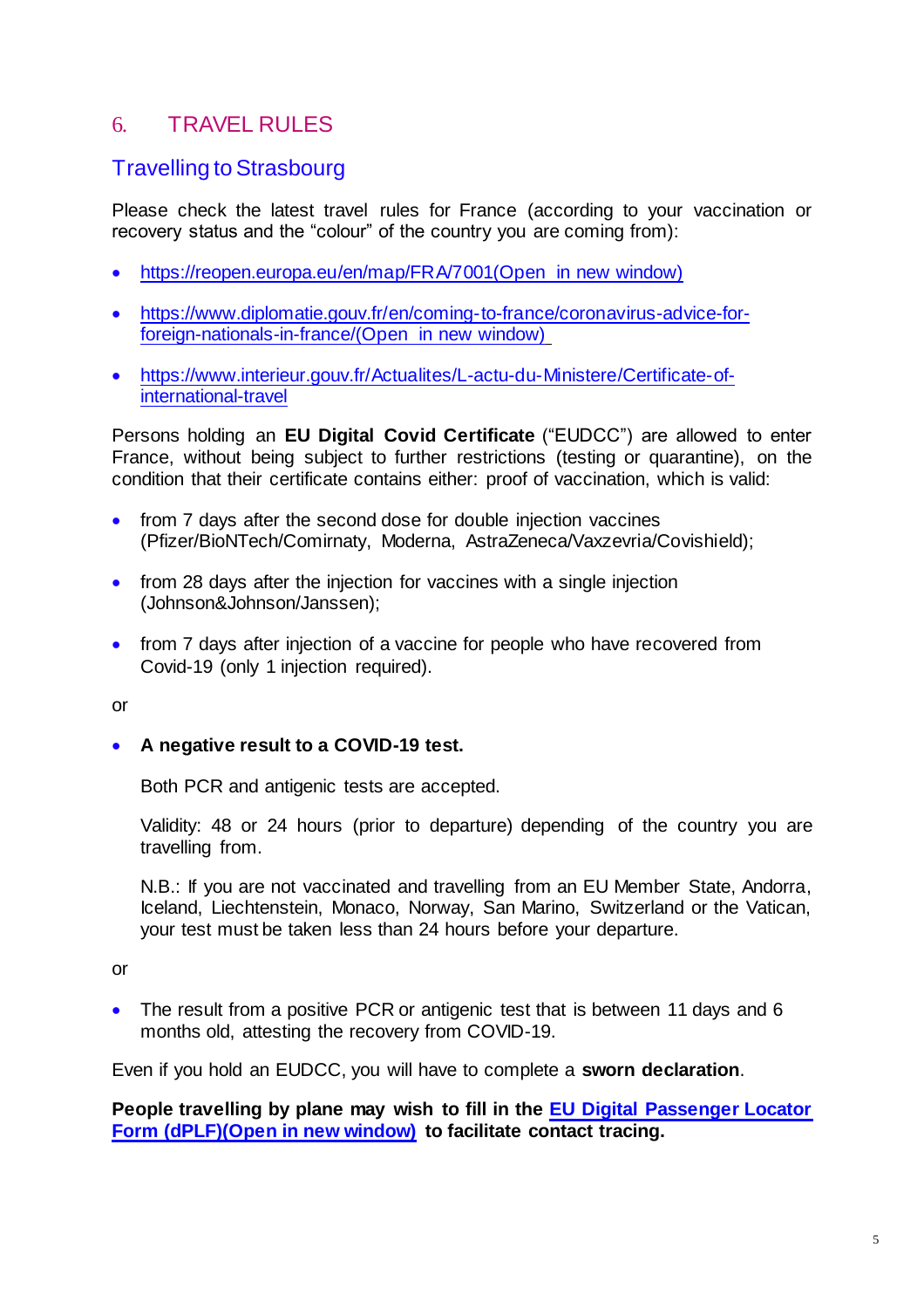## 6. TRAVEL RULES

### Travelling to Strasbourg

Please check the latest travel rules for France (according to your vaccination or recovery status and the "colour" of the country you are coming from):

- [https://reopen.europa.eu/en/map/FRA/7001(Open in new window)](https://reopen.europa.eu/en/map/FRA/7001)
- [https://www.diplomatie.gouv.fr/en/coming-to-france/coronavirus-advice-for-foreign-nationals-in-france/(Open in new window)](https://www.diplomatie.gouv.fr/en/coming-to-france/coronavirus-advice-for-foreign-nationals-in-france/)
- [https://www.interieur.gouv.fr/Actualites/L-actu-du-Ministere/Certificate-of-international-travel](https://www.interieur.gouv.fr/Actualites/L-actu-du-Ministere/Certificate-of-international-travel)

Persons holding an **EU Digital Covid Certificate** ("EUDCC") are allowed to enter France, without being subject to further restrictions (testing or quarantine), on the condition that their certificate contains either: proof of vaccination, which is valid:

- from 7 days after the second dose for double injection vaccines (Pfizer/BioNTech/Comirnaty, Moderna, AstraZeneca/Vaxzevria/Covishield);
- from 28 days after the injection for vaccines with a single injection (Johnson&Johnson/Janssen);
- from 7 days after injection of a vaccine for people who have recovered from Covid-19 (only 1 injection required).

or

- **A negative result to a COVID-19 test.**

  Both PCR and antigenic tests are accepted.

  Validity: 48 or 24 hours (prior to departure) depending of the country you are travelling from.

  N.B.: If you are not vaccinated and travelling from an EU Member State, Andorra, Iceland, Liechtenstein, Monaco, Norway, San Marino, Switzerland or the Vatican, your test must be taken less than 24 hours before your departure.

or

- The result from a positive PCR or antigenic test that is between 11 days and 6 months old, attesting the recovery from COVID-19.

Even if you hold an EUDCC, you will have to complete a **sworn declaration**.

**People travelling by plane may wish to fill in the [EU Digital Passenger Locator Form (dPLF)(Open in new window)]() to facilitate contact tracing.**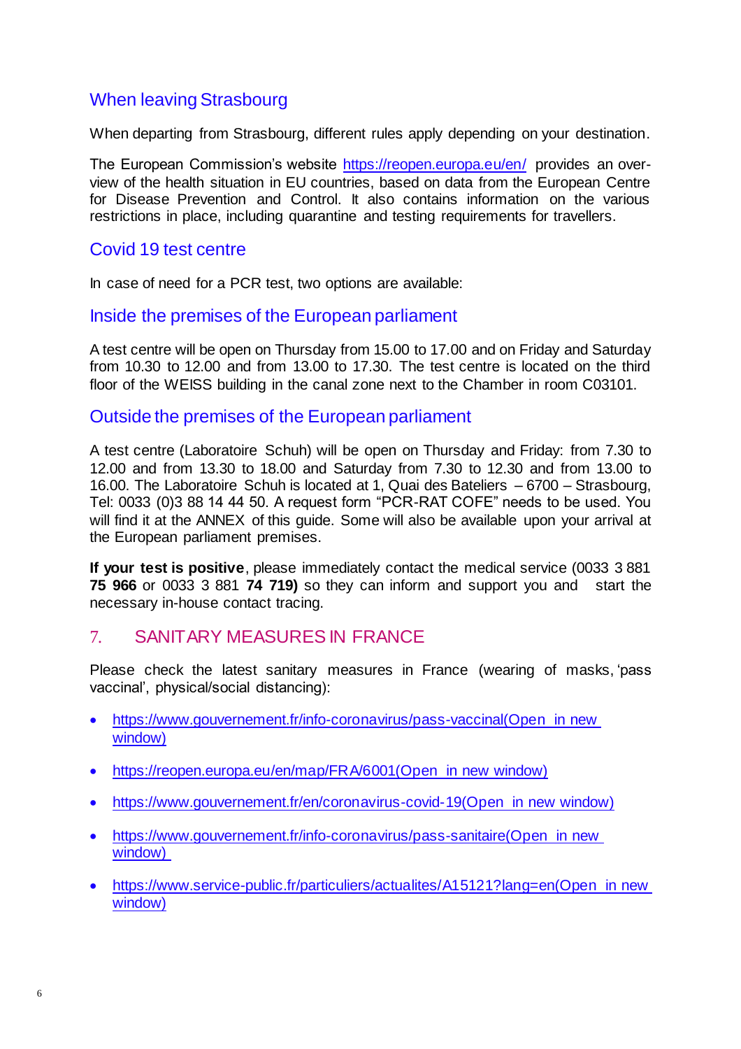## When leaving Strasbourg

When departing from Strasbourg, different rules apply depending on your destination.

The European Commission's website https://reopen.europa.eu/en/ provides an overview of the health situation in EU countries, based on data from the European Centre for Disease Prevention and Control. It also contains information on the various restrictions in place, including quarantine and testing requirements for travellers.

## Covid 19 test centre

In case of need for a PCR test, two options are available:

## Inside the premises of the European parliament

A test centre will be open on Thursday from 15.00 to 17.00 and on Friday and Saturday from 10.30 to 12.00 and from 13.00 to 17.30. The test centre is located on the third floor of the WEISS building in the canal zone next to the Chamber in room C03101.

## Outside the premises of the European parliament

A test centre (Laboratoire Schuh) will be open on Thursday and Friday: from 7.30 to 12.00 and from 13.30 to 18.00 and Saturday from 7.30 to 12.30 and from 13.00 to 16.00. The Laboratoire Schuh is located at 1, Quai des Bateliers – 6700 – Strasbourg, Tel: 0033 (0)3 88 14 44 50. A request form "PCR-RAT COFE" needs to be used. You will find it at the ANNEX of this guide. Some will also be available upon your arrival at the European parliament premises.

**If your test is positive**, please immediately contact the medical service (0033 3 881 **75 966** or 0033 3 881 **74 719)** so they can inform and support you and start the necessary in-house contact tracing.

# 7. SANITARY MEASURES IN FRANCE

Please check the latest sanitary measures in France (wearing of masks, 'pass vaccinal', physical/social distancing):

- https://www.gouvernement.fr/info-coronavirus/pass-vaccinal(Open in new window)
- https://reopen.europa.eu/en/map/FRA/6001(Open in new window)
- https://www.gouvernement.fr/en/coronavirus-covid-19(Open in new window)
- https://www.gouvernement.fr/info-coronavirus/pass-sanitaire(Open in new window)
- https://www.service-public.fr/particuliers/actualites/A15121?lang=en(Open in new window)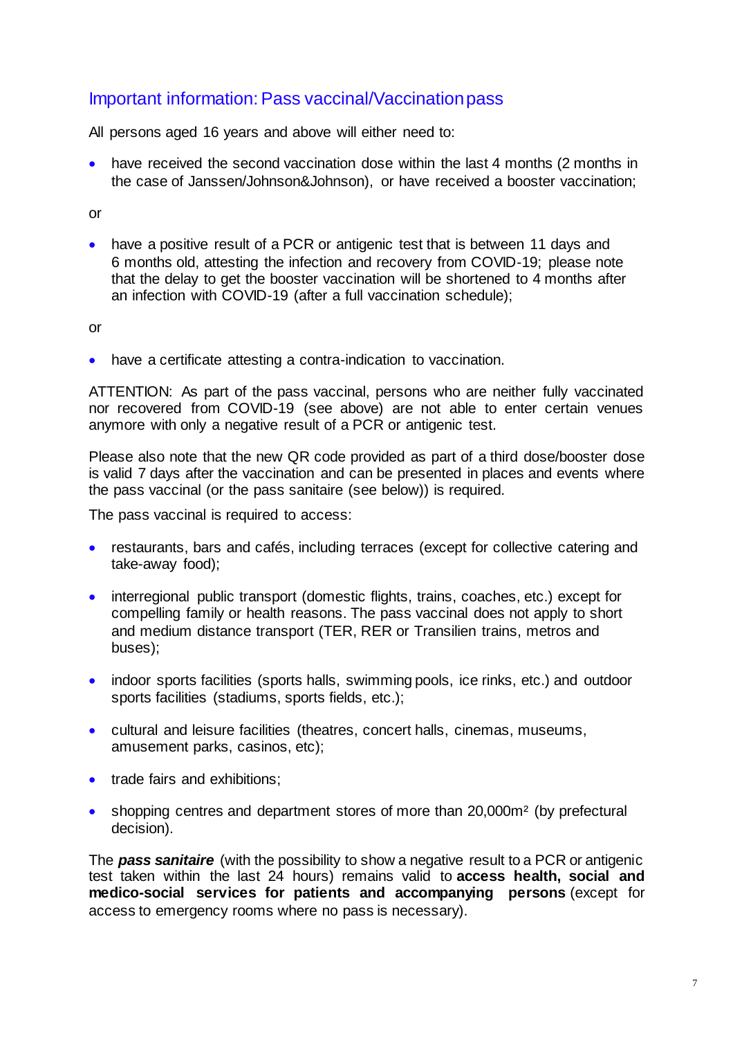## Important information: Pass vaccinal/Vaccination pass

All persons aged 16 years and above will either need to:

- have received the second vaccination dose within the last 4 months (2 months in the case of Janssen/Johnson&Johnson), or have received a booster vaccination;

or

- have a positive result of a PCR or antigenic test that is between 11 days and 6 months old, attesting the infection and recovery from COVID-19; please note that the delay to get the booster vaccination will be shortened to 4 months after an infection with COVID-19 (after a full vaccination schedule);

or

- have a certificate attesting a contra-indication to vaccination.

ATTENTION: As part of the pass vaccinal, persons who are neither fully vaccinated nor recovered from COVID-19 (see above) are not able to enter certain venues anymore with only a negative result of a PCR or antigenic test.

Please also note that the new QR code provided as part of a third dose/booster dose is valid 7 days after the vaccination and can be presented in places and events where the pass vaccinal (or the pass sanitaire (see below)) is required.

The pass vaccinal is required to access:

- restaurants, bars and cafés, including terraces (except for collective catering and take-away food);
- interregional public transport (domestic flights, trains, coaches, etc.) except for compelling family or health reasons. The pass vaccinal does not apply to short and medium distance transport (TER, RER or Transilien trains, metros and buses);
- indoor sports facilities (sports halls, swimming pools, ice rinks, etc.) and outdoor sports facilities (stadiums, sports fields, etc.);
- cultural and leisure facilities (theatres, concert halls, cinemas, museums, amusement parks, casinos, etc);
- trade fairs and exhibitions;
- shopping centres and department stores of more than 20,000m² (by prefectural decision).

The ***pass sanitaire*** (with the possibility to show a negative result to a PCR or antigenic test taken within the last 24 hours) remains valid to **access health, social and medico-social services for patients and accompanying persons** (except for access to emergency rooms where no pass is necessary).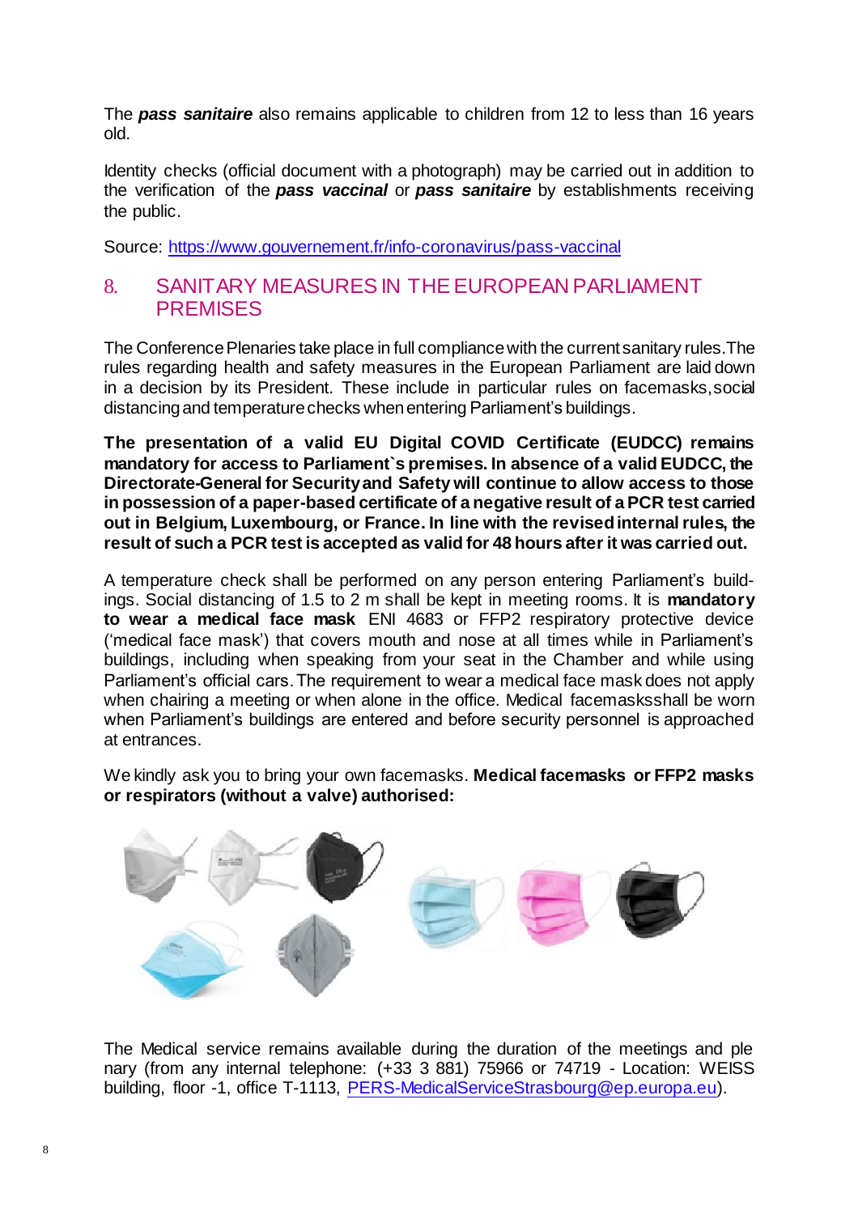The ***pass sanitaire*** also remains applicable to children from 12 to less than 16 years old.

Identity checks (official document with a photograph) may be carried out in addition to the verification of the ***pass vaccinal*** or ***pass sanitaire*** by establishments receiving the public.

Source: https://www.gouvernement.fr/info-coronavirus/pass-vaccinal

## 8. SANITARY MEASURES IN THE EUROPEAN PARLIAMENT PREMISES

The Conference Plenaries take place in full compliance with the current sanitary rules.The rules regarding health and safety measures in the European Parliament are laid down in a decision by its President. These include in particular rules on facemasks,social distancing and temperature checks when entering Parliament's buildings.

**The presentation of a valid EU Digital COVID Certificate (EUDCC) remains mandatory for access to Parliament`s premises. In absence of a valid EUDCC, the Directorate-General for Security and Safety will continue to allow access to those in possession of a paper-based certificate of a negative result of a PCR test carried out in Belgium, Luxembourg, or France. In line with the revised internal rules, the result of such a PCR test is accepted as valid for 48 hours after it was carried out.**

A temperature check shall be performed on any person entering Parliament's buildings. Social distancing of 1.5 to 2 m shall be kept in meeting rooms. It is **mandatory to wear a medical face mask** ENI 4683 or FFP2 respiratory protective device ('medical face mask') that covers mouth and nose at all times while in Parliament's buildings, including when speaking from your seat in the Chamber and while using Parliament's official cars. The requirement to wear a medical face mask does not apply when chairing a meeting or when alone in the office. Medical facemasksshall be worn when Parliament's buildings are entered and before security personnel is approached at entrances.

We kindly ask you to bring your own facemasks. **Medical facemasks or FFP2 masks or respirators (without a valve) authorised:**

The Medical service remains available during the duration of the meetings and ple nary (from any internal telephone: (+33 3 881) 75966 or 74719 - Location: WEISS building, floor -1, office T-1113, PERS-MedicalServiceStrasbourg@ep.europa.eu).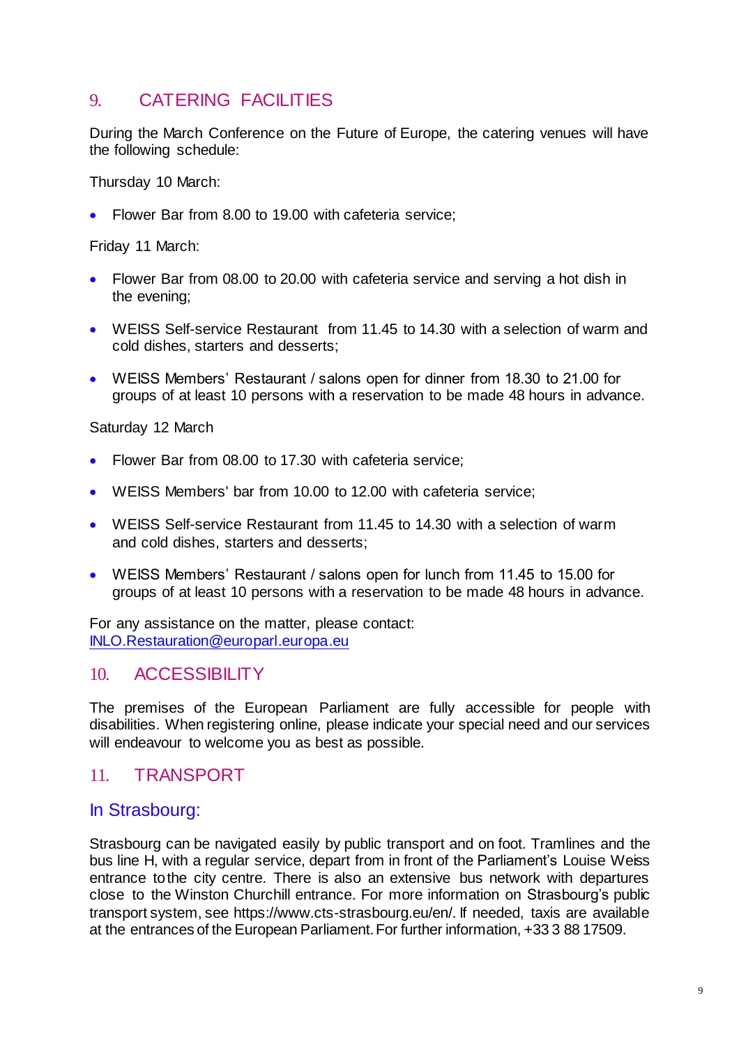## 9. CATERING FACILITIES

During the March Conference on the Future of Europe, the catering venues will have the following schedule:

Thursday 10 March:

- Flower Bar from 8.00 to 19.00 with cafeteria service;

Friday 11 March:

- Flower Bar from 08.00 to 20.00 with cafeteria service and serving a hot dish in the evening;
- WEISS Self-service Restaurant from 11.45 to 14.30 with a selection of warm and cold dishes, starters and desserts;
- WEISS Members' Restaurant / salons open for dinner from 18.30 to 21.00 for groups of at least 10 persons with a reservation to be made 48 hours in advance.

Saturday 12 March

- Flower Bar from 08.00 to 17.30 with cafeteria service;
- WEISS Members' bar from 10.00 to 12.00 with cafeteria service;
- WEISS Self-service Restaurant from 11.45 to 14.30 with a selection of warm and cold dishes, starters and desserts;
- WEISS Members' Restaurant / salons open for lunch from 11.45 to 15.00 for groups of at least 10 persons with a reservation to be made 48 hours in advance.

For any assistance on the matter, please contact:
INLO.Restauration@europarl.europa.eu

## 10. ACCESSIBILITY

The premises of the European Parliament are fully accessible for people with disabilities. When registering online, please indicate your special need and our services will endeavour to welcome you as best as possible.

## 11. TRANSPORT

### In Strasbourg:

Strasbourg can be navigated easily by public transport and on foot. Tramlines and the bus line H, with a regular service, depart from in front of the Parliament's Louise Weiss entrance to the city centre. There is also an extensive bus network with departures close to the Winston Churchill entrance. For more information on Strasbourg's public transport system, see https://www.cts-strasbourg.eu/en/. If needed, taxis are available at the entrances of the European Parliament. For further information, +33 3 88 17509.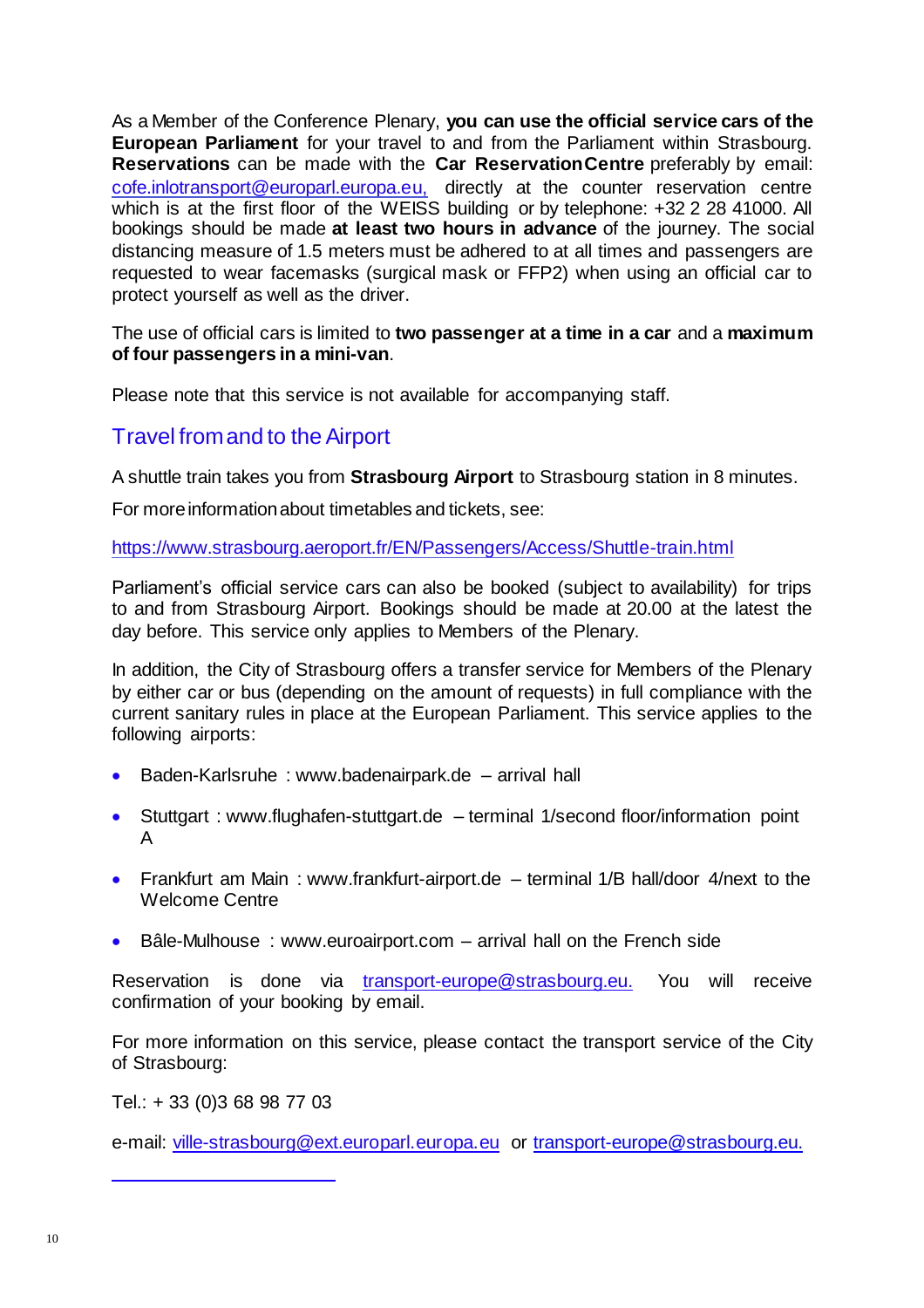As a Member of the Conference Plenary, **you can use the official service cars of the European Parliament** for your travel to and from the Parliament within Strasbourg. **Reservations** can be made with the **Car Reservation Centre** preferably by email: cofe.inlotransport@europarl.europa.eu, directly at the counter reservation centre which is at the first floor of the WEISS building or by telephone: +32 2 28 41000. All bookings should be made **at least two hours in advance** of the journey. The social distancing measure of 1.5 meters must be adhered to at all times and passengers are requested to wear facemasks (surgical mask or FFP2) when using an official car to protect yourself as well as the driver.

The use of official cars is limited to **two passenger at a time in a car** and a **maximum of four passengers in a mini-van**.

Please note that this service is not available for accompanying staff.

## Travel from and to the Airport

A shuttle train takes you from **Strasbourg Airport** to Strasbourg station in 8 minutes.

For more information about timetables and tickets, see:

https://www.strasbourg.aeroport.fr/EN/Passengers/Access/Shuttle-train.html

Parliament's official service cars can also be booked (subject to availability) for trips to and from Strasbourg Airport. Bookings should be made at 20.00 at the latest the day before. This service only applies to Members of the Plenary.

In addition, the City of Strasbourg offers a transfer service for Members of the Plenary by either car or bus (depending on the amount of requests) in full compliance with the current sanitary rules in place at the European Parliament. This service applies to the following airports:

- Baden-Karlsruhe : www.badenairpark.de – arrival hall
- Stuttgart : www.flughafen-stuttgart.de – terminal 1/second floor/information point A
- Frankfurt am Main : www.frankfurt-airport.de – terminal 1/B hall/door 4/next to the Welcome Centre
- Bâle-Mulhouse : www.euroairport.com – arrival hall on the French side

Reservation is done via transport-europe@strasbourg.eu. You will receive confirmation of your booking by email.

For more information on this service, please contact the transport service of the City of Strasbourg:

Tel.: + 33 (0)3 68 98 77 03

e-mail: ville-strasbourg@ext.europarl.europa.eu or transport-europe@strasbourg.eu.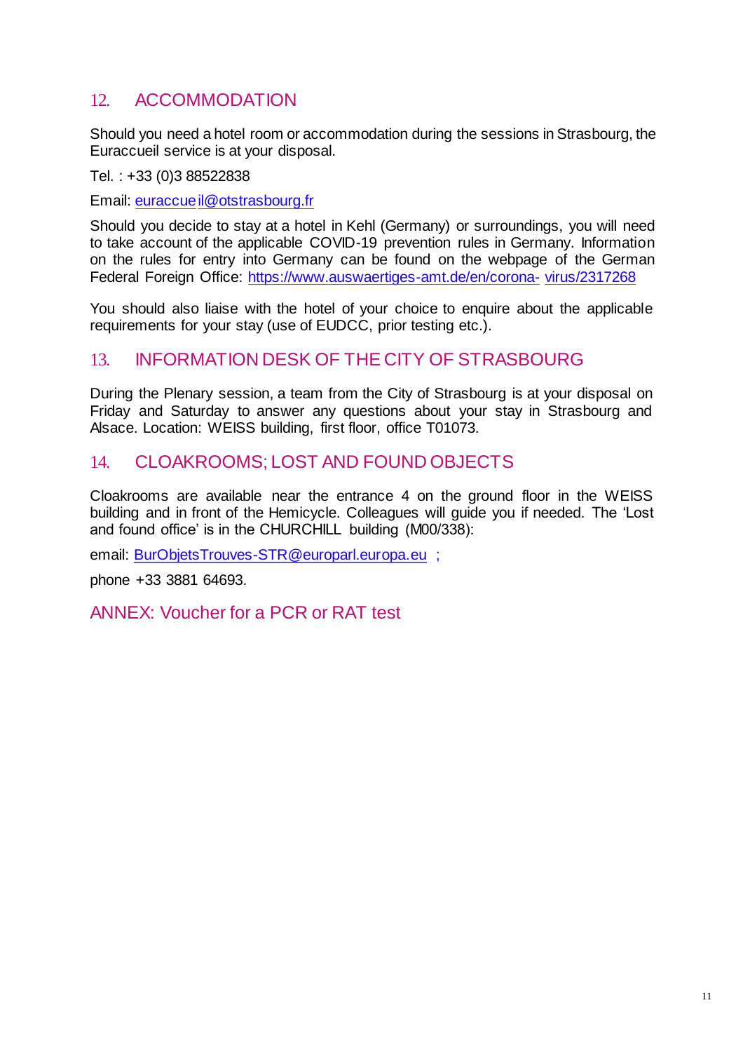## 12. ACCOMMODATION

Should you need a hotel room or accommodation during the sessions in Strasbourg, the Euraccueil service is at your disposal.

Tel. : +33 (0)3 88522838

Email: euraccueil@otstrasbourg.fr

Should you decide to stay at a hotel in Kehl (Germany) or surroundings, you will need to take account of the applicable COVID-19 prevention rules in Germany. Information on the rules for entry into Germany can be found on the webpage of the German Federal Foreign Office: https://www.auswaertiges-amt.de/en/corona-virus/2317268

You should also liaise with the hotel of your choice to enquire about the applicable requirements for your stay (use of EUDCC, prior testing etc.).

## 13. INFORMATION DESK OF THE CITY OF STRASBOURG

During the Plenary session, a team from the City of Strasbourg is at your disposal on Friday and Saturday to answer any questions about your stay in Strasbourg and Alsace. Location: WEISS building, first floor, office T01073.

## 14. CLOAKROOMS; LOST AND FOUND OBJECTS

Cloakrooms are available near the entrance 4 on the ground floor in the WEISS building and in front of the Hemicycle. Colleagues will guide you if needed. The 'Lost and found office' is in the CHURCHILL building (M00/338):

email: BurObjetsTrouves-STR@europarl.europa.eu ;

phone +33 3881 64693.

## ANNEX: Voucher for a PCR or RAT test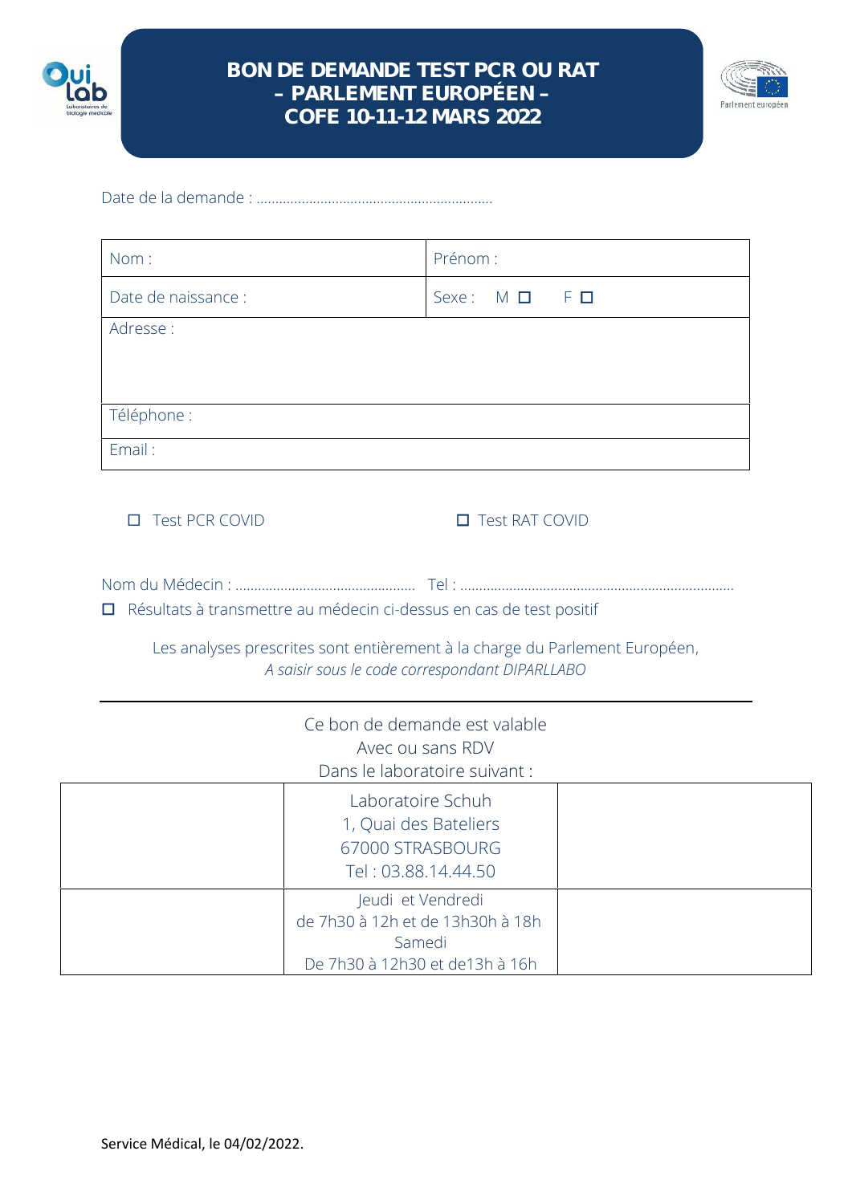# BON DE DEMANDE TEST PCR OU RAT – PARLEMENT EUROPÉEN – COFE 10-11-12 MARS 2022

Date de la demande : ……………………………………………………

| | |
|---|---|
| Nom : | Prénom : |
| Date de naissance : | Sexe : M ☐ F ☐ |
| Adresse : | |
| Téléphone : | |
| Email : | |

☐ Test PCR COVID ☐ Test RAT COVID

Nom du Médecin : ……………………………………… Tel : ………………………………………………………………

☐ Résultats à transmettre au médecin ci-dessus en cas de test positif

Les analyses prescrites sont entièrement à la charge du Parlement Européen,
*A saisir sous le code correspondant DIPARLLABO*

---

Ce bon de demande est valable
Avec ou sans RDV
Dans le laboratoire suivant :

| | | |
|---|---|---|
| | Laboratoire Schuh<br>1, Quai des Bateliers<br>67000 STRASBOURG<br>Tel : 03.88.14.44.50 | |
| | Jeudi et Vendredi<br>de 7h30 à 12h et de 13h30h à 18h<br>Samedi<br>De 7h30 à 12h30 et de13h à 16h | |

Service Médical, le 04/02/2022.